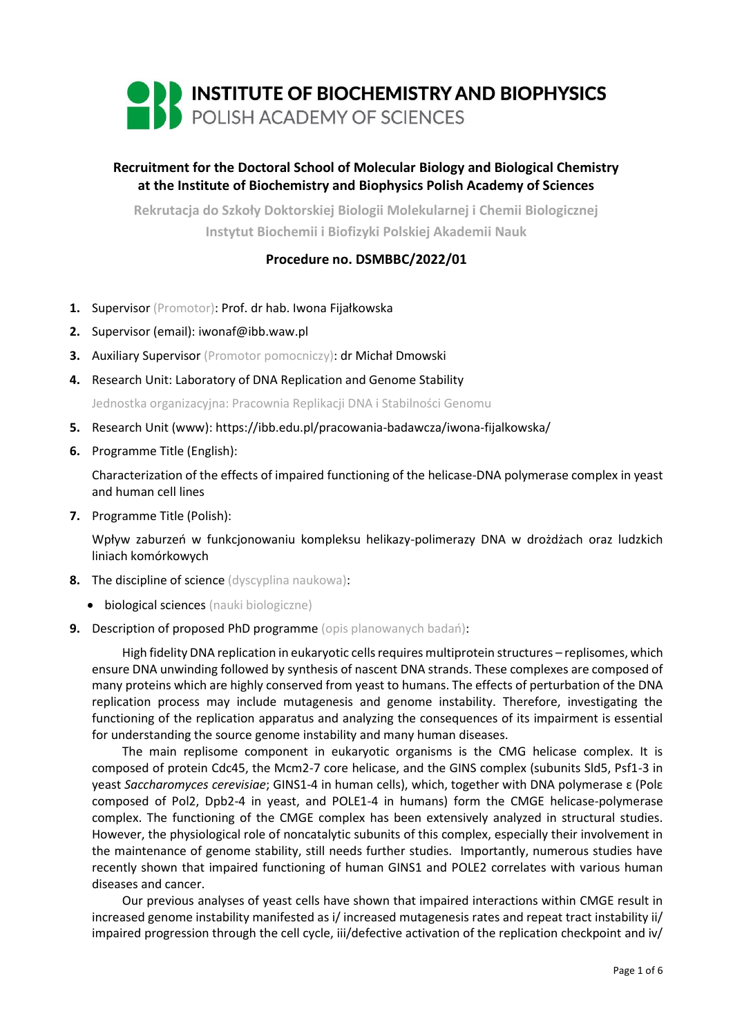# INSTITUTE OF BIOCHEMISTRY AND BIOPHYSICS
## POLISH ACADEMY OF SCIENCES

**Recruitment for the Doctoral School of Molecular Biology and Biological Chemistry at the Institute of Biochemistry and Biophysics Polish Academy of Sciences**

**Rekrutacja do Szkoły Doktorskiej Biologii Molekularnej i Chemii Biologicznej Instytut Biochemii i Biofizyki Polskiej Akademii Nauk**

**Procedure no. DSMBBC/2022/01**

1. Supervisor (Promotor): Prof. dr hab. Iwona Fijałkowska
2. Supervisor (email): iwonaf@ibb.waw.pl
3. Auxiliary Supervisor (Promotor pomocniczy): dr Michał Dmowski
4. Research Unit: Laboratory of DNA Replication and Genome Stability

   Jednostka organizacyjna: Pracownia Replikacji DNA i Stabilności Genomu
5. Research Unit (www): https://ibb.edu.pl/pracowania-badawcza/iwona-fijalkowska/
6. Programme Title (English):

   Characterization of the effects of impaired functioning of the helicase-DNA polymerase complex in yeast and human cell lines
7. Programme Title (Polish):

   Wpływ zaburzeń w funkcjonowaniu kompleksu helikazy-polimerazy DNA w drożdżach oraz ludzkich liniach komórkowych
8. The discipline of science (dyscyplina naukowa):
   - biological sciences (nauki biologiczne)
9. Description of proposed PhD programme (opis planowanych badań):

   High fidelity DNA replication in eukaryotic cells requires multiprotein structures – replisomes, which ensure DNA unwinding followed by synthesis of nascent DNA strands. These complexes are composed of many proteins which are highly conserved from yeast to humans. The effects of perturbation of the DNA replication process may include mutagenesis and genome instability. Therefore, investigating the functioning of the replication apparatus and analyzing the consequences of its impairment is essential for understanding the source genome instability and many human diseases.

   The main replisome component in eukaryotic organisms is the CMG helicase complex. It is composed of protein Cdc45, the Mcm2-7 core helicase, and the GINS complex (subunits Sld5, Psf1-3 in yeast *Saccharomyces cerevisiae*; GINS1-4 in human cells), which, together with DNA polymerase ε (Polε composed of Pol2, Dpb2-4 in yeast, and POLE1-4 in humans) form the CMGE helicase-polymerase complex. The functioning of the CMGE complex has been extensively analyzed in structural studies. However, the physiological role of noncatalytic subunits of this complex, especially their involvement in the maintenance of genome stability, still needs further studies. Importantly, numerous studies have recently shown that impaired functioning of human GINS1 and POLE2 correlates with various human diseases and cancer.

   Our previous analyses of yeast cells have shown that impaired interactions within CMGE result in increased genome instability manifested as i/ increased mutagenesis rates and repeat tract instability ii/ impaired progression through the cell cycle, iii/defective activation of the replication checkpoint and iv/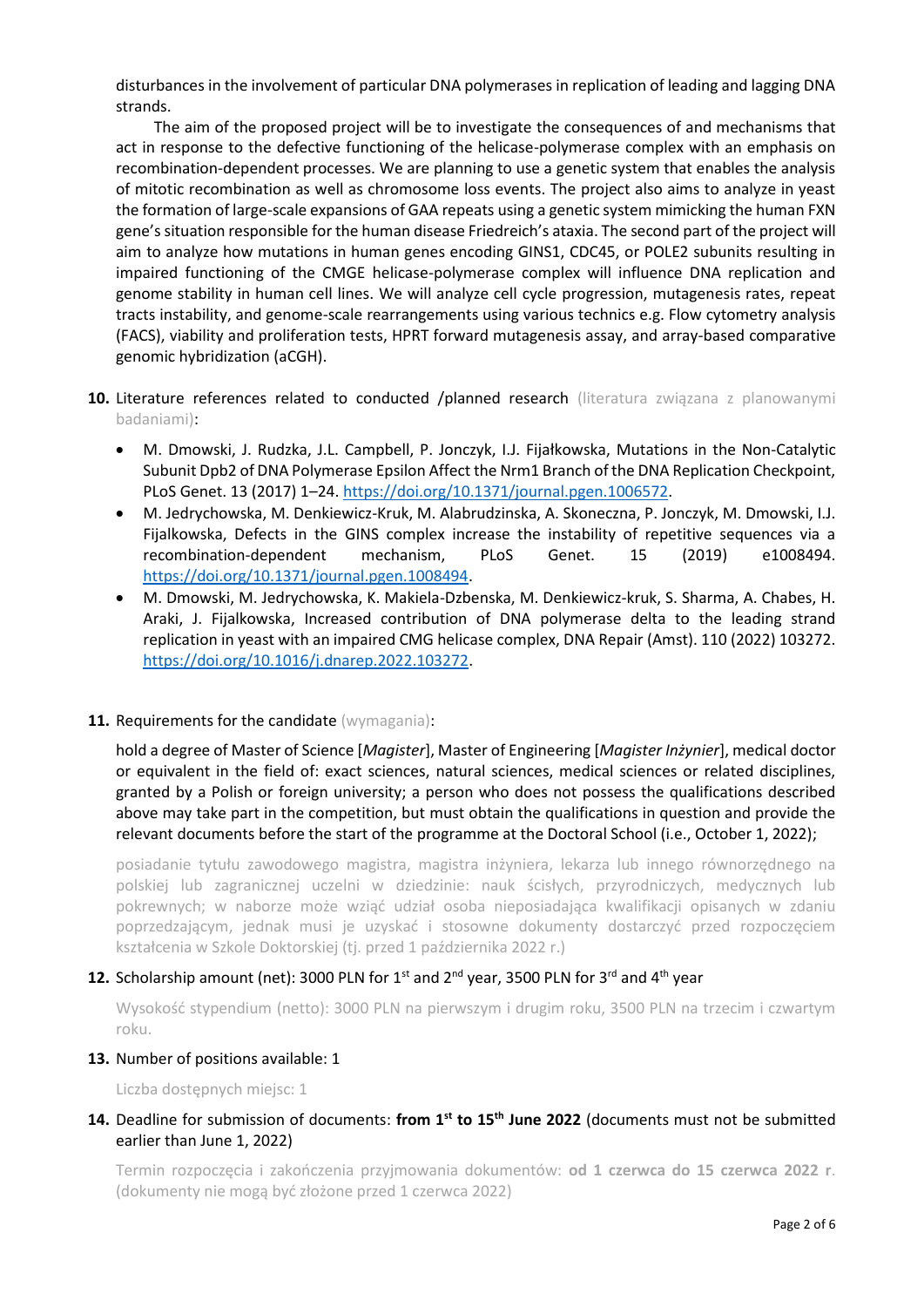disturbances in the involvement of particular DNA polymerases in replication of leading and lagging DNA strands.

The aim of the proposed project will be to investigate the consequences of and mechanisms that act in response to the defective functioning of the helicase-polymerase complex with an emphasis on recombination-dependent processes. We are planning to use a genetic system that enables the analysis of mitotic recombination as well as chromosome loss events. The project also aims to analyze in yeast the formation of large-scale expansions of GAA repeats using a genetic system mimicking the human FXN gene's situation responsible for the human disease Friedreich's ataxia. The second part of the project will aim to analyze how mutations in human genes encoding GINS1, CDC45, or POLE2 subunits resulting in impaired functioning of the CMGE helicase-polymerase complex will influence DNA replication and genome stability in human cell lines. We will analyze cell cycle progression, mutagenesis rates, repeat tracts instability, and genome-scale rearrangements using various technics e.g. Flow cytometry analysis (FACS), viability and proliferation tests, HPRT forward mutagenesis assay, and array-based comparative genomic hybridization (aCGH).

**10.** Literature references related to conducted /planned research (literatura związana z planowanymi badaniami):

- M. Dmowski, J. Rudzka, J.L. Campbell, P. Jonczyk, I.J. Fijałkowska, Mutations in the Non-Catalytic Subunit Dpb2 of DNA Polymerase Epsilon Affect the Nrm1 Branch of the DNA Replication Checkpoint, PLoS Genet. 13 (2017) 1–24. https://doi.org/10.1371/journal.pgen.1006572.
- M. Jedrychowska, M. Denkiewicz-Kruk, M. Alabrudzinska, A. Skoneczna, P. Jonczyk, M. Dmowski, I.J. Fijalkowska, Defects in the GINS complex increase the instability of repetitive sequences via a recombination-dependent mechanism, PLoS Genet. 15 (2019) e1008494. https://doi.org/10.1371/journal.pgen.1008494.
- M. Dmowski, M. Jedrychowska, K. Makiela-Dzbenska, M. Denkiewicz-kruk, S. Sharma, A. Chabes, H. Araki, J. Fijalkowska, Increased contribution of DNA polymerase delta to the leading strand replication in yeast with an impaired CMG helicase complex, DNA Repair (Amst). 110 (2022) 103272. https://doi.org/10.1016/j.dnarep.2022.103272.

**11.** Requirements for the candidate (wymagania):

hold a degree of Master of Science [*Magister*], Master of Engineering [*Magister Inżynier*], medical doctor or equivalent in the field of: exact sciences, natural sciences, medical sciences or related disciplines, granted by a Polish or foreign university; a person who does not possess the qualifications described above may take part in the competition, but must obtain the qualifications in question and provide the relevant documents before the start of the programme at the Doctoral School (i.e., October 1, 2022);

posiadanie tytułu zawodowego magistra, magistra inżyniera, lekarza lub innego równorzędnego na polskiej lub zagranicznej uczelni w dziedzinie: nauk ścisłych, przyrodniczych, medycznych lub pokrewnych; w naborze może wziąć udział osoba nieposiadająca kwalifikacji opisanych w zdaniu poprzedzającym, jednak musi je uzyskać i stosowne dokumenty dostarczyć przed rozpoczęciem kształcenia w Szkole Doktorskiej (tj. przed 1 października 2022 r.)

**12.** Scholarship amount (net): 3000 PLN for 1st and 2nd year, 3500 PLN for 3rd and 4th year

Wysokość stypendium (netto): 3000 PLN na pierwszym i drugim roku, 3500 PLN na trzecim i czwartym roku.

**13.** Number of positions available: 1

Liczba dostępnych miejsc: 1

**14.** Deadline for submission of documents: **from 1st to 15th June 2022** (documents must not be submitted earlier than June 1, 2022)

Termin rozpoczęcia i zakończenia przyjmowania dokumentów: **od 1 czerwca do 15 czerwca 2022 r**. (dokumenty nie mogą być złożone przed 1 czerwca 2022)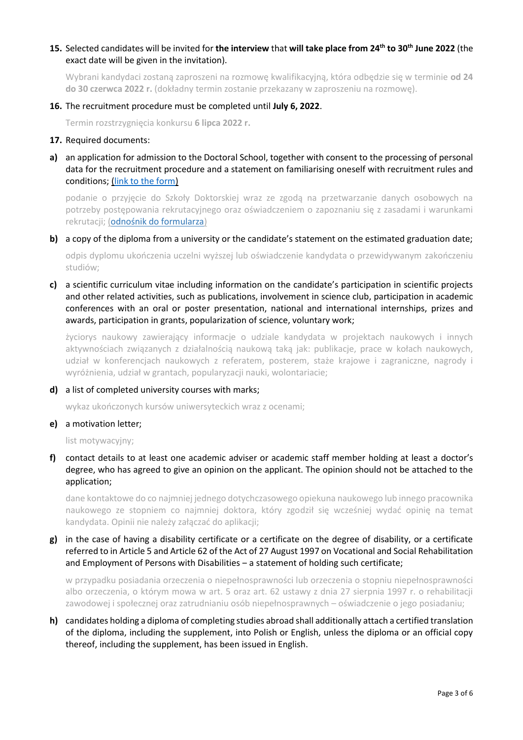**15.** Selected candidates will be invited for **the interview** that **will take place from 24th to 30th June 2022** (the exact date will be given in the invitation).

Wybrani kandydaci zostaną zaproszeni na rozmowę kwalifikacyjną, która odbędzie się w terminie **od 24 do 30 czerwca 2022 r.** (dokładny termin zostanie przekazany w zaproszeniu na rozmowę).

**16.** The recruitment procedure must be completed until **July 6, 2022**.

Termin rozstrzygnięcia konkursu **6 lipca 2022 r.**

**17.** Required documents:

**a)** an application for admission to the Doctoral School, together with consent to the processing of personal data for the recruitment procedure and a statement on familiarising oneself with recruitment rules and conditions; (link to the form)

podanie o przyjęcie do Szkoły Doktorskiej wraz ze zgodą na przetwarzanie danych osobowych na potrzeby postępowania rekrutacyjnego oraz oświadczeniem o zapoznaniu się z zasadami i warunkami rekrutacji; (odnośnik do formularza)

**b)** a copy of the diploma from a university or the candidate's statement on the estimated graduation date;

odpis dyplomu ukończenia uczelni wyższej lub oświadczenie kandydata o przewidywanym zakończeniu studiów;

**c)** a scientific curriculum vitae including information on the candidate's participation in scientific projects and other related activities, such as publications, involvement in science club, participation in academic conferences with an oral or poster presentation, national and international internships, prizes and awards, participation in grants, popularization of science, voluntary work;

życiorys naukowy zawierający informacje o udziale kandydata w projektach naukowych i innych aktywnościach związanych z działalnością naukową taką jak: publikacje, prace w kołach naukowych, udział w konferencjach naukowych z referatem, posterem, staże krajowe i zagraniczne, nagrody i wyróżnienia, udział w grantach, popularyzacji nauki, wolontariacie;

**d)** a list of completed university courses with marks;

wykaz ukończonych kursów uniwersyteckich wraz z ocenami;

**e)** a motivation letter;

list motywacyjny;

**f)** contact details to at least one academic adviser or academic staff member holding at least a doctor's degree, who has agreed to give an opinion on the applicant. The opinion should not be attached to the application;

dane kontaktowe do co najmniej jednego dotychczasowego opiekuna naukowego lub innego pracownika naukowego ze stopniem co najmniej doktora, który zgodził się wcześniej wydać opinię na temat kandydata. Opinii nie należy załączać do aplikacji;

**g)** in the case of having a disability certificate or a certificate on the degree of disability, or a certificate referred to in Article 5 and Article 62 of the Act of 27 August 1997 on Vocational and Social Rehabilitation and Employment of Persons with Disabilities – a statement of holding such certificate;

w przypadku posiadania orzeczenia o niepełnosprawności lub orzeczenia o stopniu niepełnosprawności albo orzeczenia, o którym mowa w art. 5 oraz art. 62 ustawy z dnia 27 sierpnia 1997 r. o rehabilitacji zawodowej i społecznej oraz zatrudnianiu osób niepełnosprawnych – oświadczenie o jego posiadaniu;

**h)** candidates holding a diploma of completing studies abroad shall additionally attach a certified translation of the diploma, including the supplement, into Polish or English, unless the diploma or an official copy thereof, including the supplement, has been issued in English.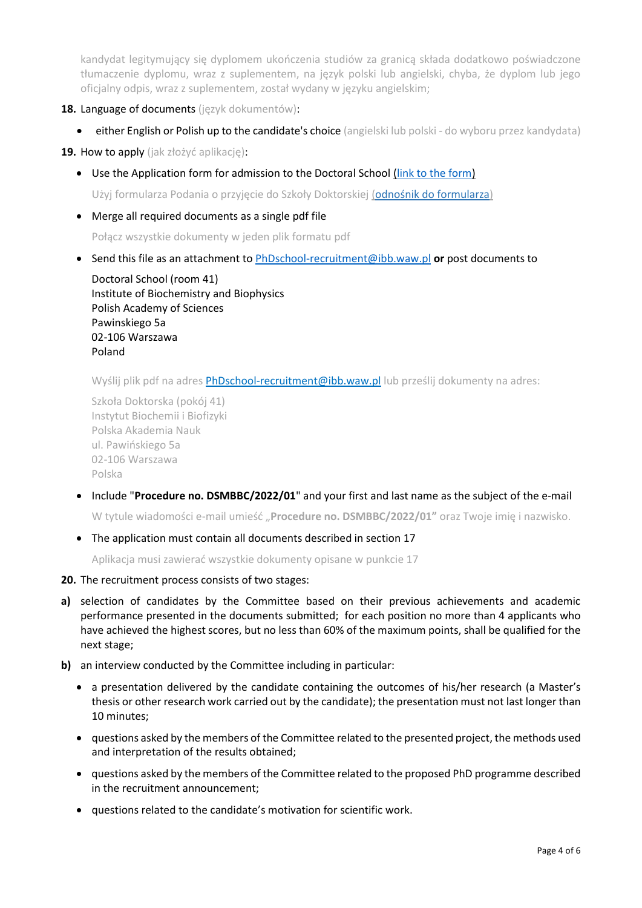kandydat legitymujący się dyplomem ukończenia studiów za granicą składa dodatkowo poświadczone tłumaczenie dyplomu, wraz z suplementem, na język polski lub angielski, chyba, że dyplom lub jego oficjalny odpis, wraz z suplementem, został wydany w języku angielskim;

**18.** Language of documents (język dokumentów):

- either English or Polish up to the candidate's choice (angielski lub polski - do wyboru przez kandydata)

**19.** How to apply (jak złożyć aplikację):

- Use the Application form for admission to the Doctoral School (link to the form)

  Użyj formularza Podania o przyjęcie do Szkoły Doktorskiej (odnośnik do formularza)

- Merge all required documents as a single pdf file

  Połącz wszystkie dokumenty w jeden plik formatu pdf

- Send this file as an attachment to PhDschool-recruitment@ibb.waw.pl **or** post documents to

  Doctoral School (room 41)
  Institute of Biochemistry and Biophysics
  Polish Academy of Sciences
  Pawinskiego 5a
  02-106 Warszawa
  Poland

  Wyślij plik pdf na adres PhDschool-recruitment@ibb.waw.pl lub prześlij dokumenty na adres:

  Szkoła Doktorska (pokój 41)
  Instytut Biochemii i Biofizyki
  Polska Akademia Nauk
  ul. Pawińskiego 5a
  02-106 Warszawa
  Polska

- Include "**Procedure no. DSMBBC/2022/01**" and your first and last name as the subject of the e-mail

  W tytule wiadomości e-mail umieść „**Procedure no. DSMBBC/2022/01”** oraz Twoje imię i nazwisko.

- The application must contain all documents described in section 17

  Aplikacja musi zawierać wszystkie dokumenty opisane w punkcie 17

**20.** The recruitment process consists of two stages:

**a)** selection of candidates by the Committee based on their previous achievements and academic performance presented in the documents submitted; for each position no more than 4 applicants who have achieved the highest scores, but no less than 60% of the maximum points, shall be qualified for the next stage;

**b)** an interview conducted by the Committee including in particular:

- a presentation delivered by the candidate containing the outcomes of his/her research (a Master's thesis or other research work carried out by the candidate); the presentation must not last longer than 10 minutes;
- questions asked by the members of the Committee related to the presented project, the methods used and interpretation of the results obtained;
- questions asked by the members of the Committee related to the proposed PhD programme described in the recruitment announcement;
- questions related to the candidate's motivation for scientific work.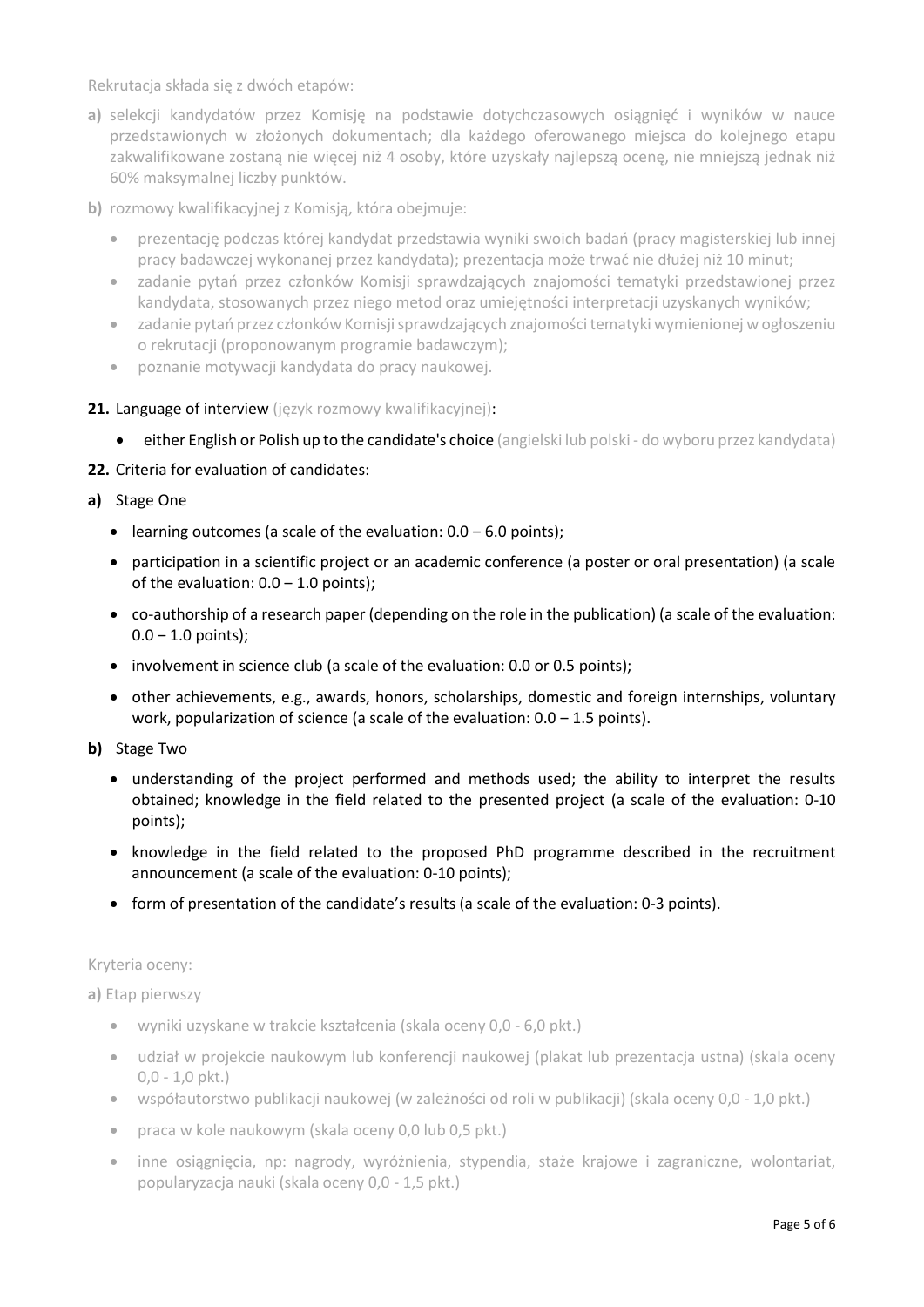Rekrutacja składa się z dwóch etapów:

**a)** selekcji kandydatów przez Komisję na podstawie dotychczasowych osiągnięć i wyników w nauce przedstawionych w złożonych dokumentach; dla każdego oferowanego miejsca do kolejnego etapu zakwalifikowane zostaną nie więcej niż 4 osoby, które uzyskały najlepszą ocenę, nie mniejszą jednak niż 60% maksymalnej liczby punktów.

**b)** rozmowy kwalifikacyjnej z Komisją, która obejmuje:

- prezentację podczas której kandydat przedstawia wyniki swoich badań (pracy magisterskiej lub innej pracy badawczej wykonanej przez kandydata); prezentacja może trwać nie dłużej niż 10 minut;
- zadanie pytań przez członków Komisji sprawdzających znajomości tematyki przedstawionej przez kandydata, stosowanych przez niego metod oraz umiejętności interpretacji uzyskanych wyników;
- zadanie pytań przez członków Komisji sprawdzających znajomości tematyki wymienionej w ogłoszeniu o rekrutacji (proponowanym programie badawczym);
- poznanie motywacji kandydata do pracy naukowej.

**21.** Language of interview (język rozmowy kwalifikacyjnej):

- either English or Polish up to the candidate's choice (angielski lub polski - do wyboru przez kandydata)

**22.** Criteria for evaluation of candidates:

**a)** Stage One

- learning outcomes (a scale of the evaluation: 0.0 – 6.0 points);
- participation in a scientific project or an academic conference (a poster or oral presentation) (a scale of the evaluation: 0.0 – 1.0 points);
- co-authorship of a research paper (depending on the role in the publication) (a scale of the evaluation: 0.0 – 1.0 points);
- involvement in science club (a scale of the evaluation: 0.0 or 0.5 points);
- other achievements, e.g., awards, honors, scholarships, domestic and foreign internships, voluntary work, popularization of science (a scale of the evaluation: 0.0 – 1.5 points).

**b)** Stage Two

- understanding of the project performed and methods used; the ability to interpret the results obtained; knowledge in the field related to the presented project (a scale of the evaluation: 0-10 points);
- knowledge in the field related to the proposed PhD programme described in the recruitment announcement (a scale of the evaluation: 0-10 points);
- form of presentation of the candidate's results (a scale of the evaluation: 0-3 points).

Kryteria oceny:

**a)** Etap pierwszy

- wyniki uzyskane w trakcie kształcenia (skala oceny 0,0 - 6,0 pkt.)
- udział w projekcie naukowym lub konferencji naukowej (plakat lub prezentacja ustna) (skala oceny 0,0 - 1,0 pkt.)
- współautorstwo publikacji naukowej (w zależności od roli w publikacji) (skala oceny 0,0 - 1,0 pkt.)
- praca w kole naukowym (skala oceny 0,0 lub 0,5 pkt.)
- inne osiągnięcia, np: nagrody, wyróżnienia, stypendia, staże krajowe i zagraniczne, wolontariat, popularyzacja nauki (skala oceny 0,0 - 1,5 pkt.)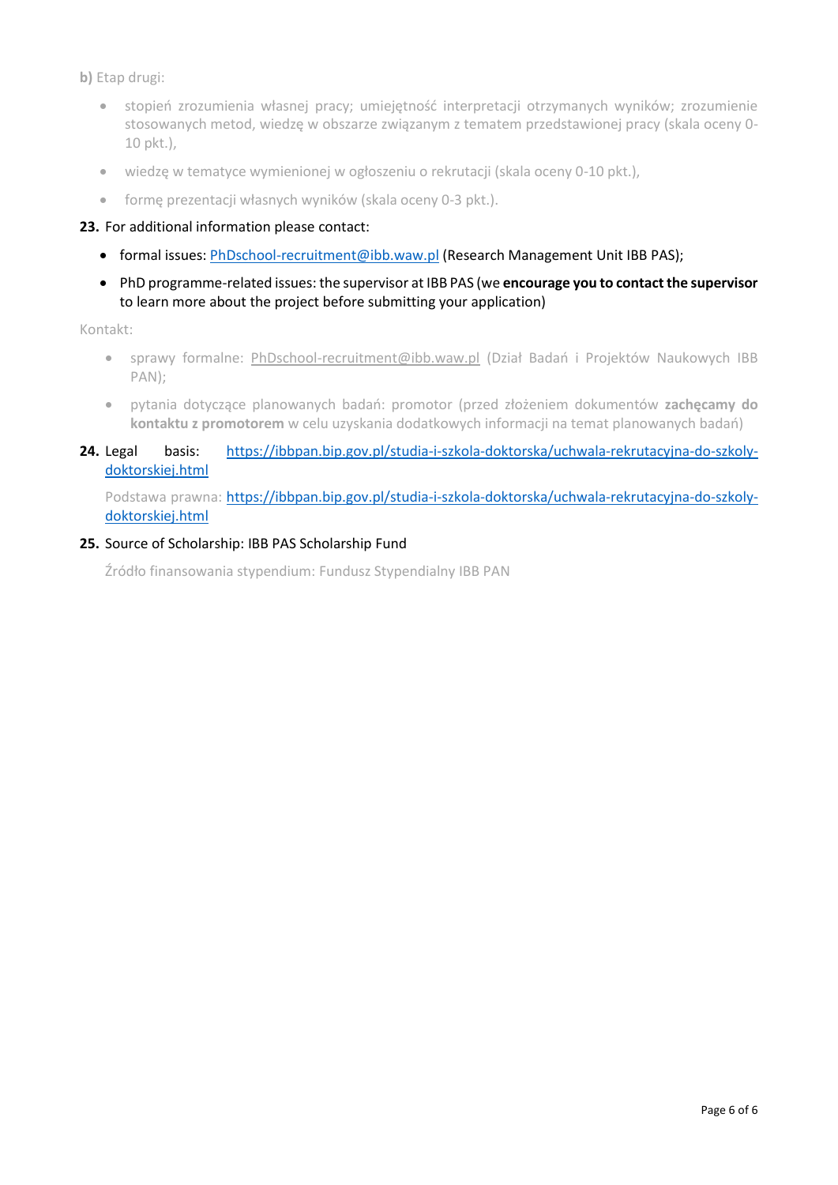**b)** Etap drugi:

- stopień zrozumienia własnej pracy; umiejętność interpretacji otrzymanych wyników; zrozumienie stosowanych metod, wiedzę w obszarze związanym z tematem przedstawionej pracy (skala oceny 0-10 pkt.),
- wiedzę w tematyce wymienionej w ogłoszeniu o rekrutacji (skala oceny 0-10 pkt.),
- formę prezentacji własnych wyników (skala oceny 0-3 pkt.).

**23.** For additional information please contact:

- formal issues: PhDschool-recruitment@ibb.waw.pl (Research Management Unit IBB PAS);
- PhD programme-related issues: the supervisor at IBB PAS (we **encourage you to contact the supervisor** to learn more about the project before submitting your application)

Kontakt:

- sprawy formalne: PhDschool-recruitment@ibb.waw.pl (Dział Badań i Projektów Naukowych IBB PAN);
- pytania dotyczące planowanych badań: promotor (przed złożeniem dokumentów **zachęcamy do kontaktu z promotorem** w celu uzyskania dodatkowych informacji na temat planowanych badań)

**24.** Legal basis: https://ibbpan.bip.gov.pl/studia-i-szkola-doktorska/uchwala-rekrutacyjna-do-szkoly-doktorskiej.html

Podstawa prawna: https://ibbpan.bip.gov.pl/studia-i-szkola-doktorska/uchwala-rekrutacyjna-do-szkoly-doktorskiej.html

**25.** Source of Scholarship: IBB PAS Scholarship Fund

Źródło finansowania stypendium: Fundusz Stypendialny IBB PAN